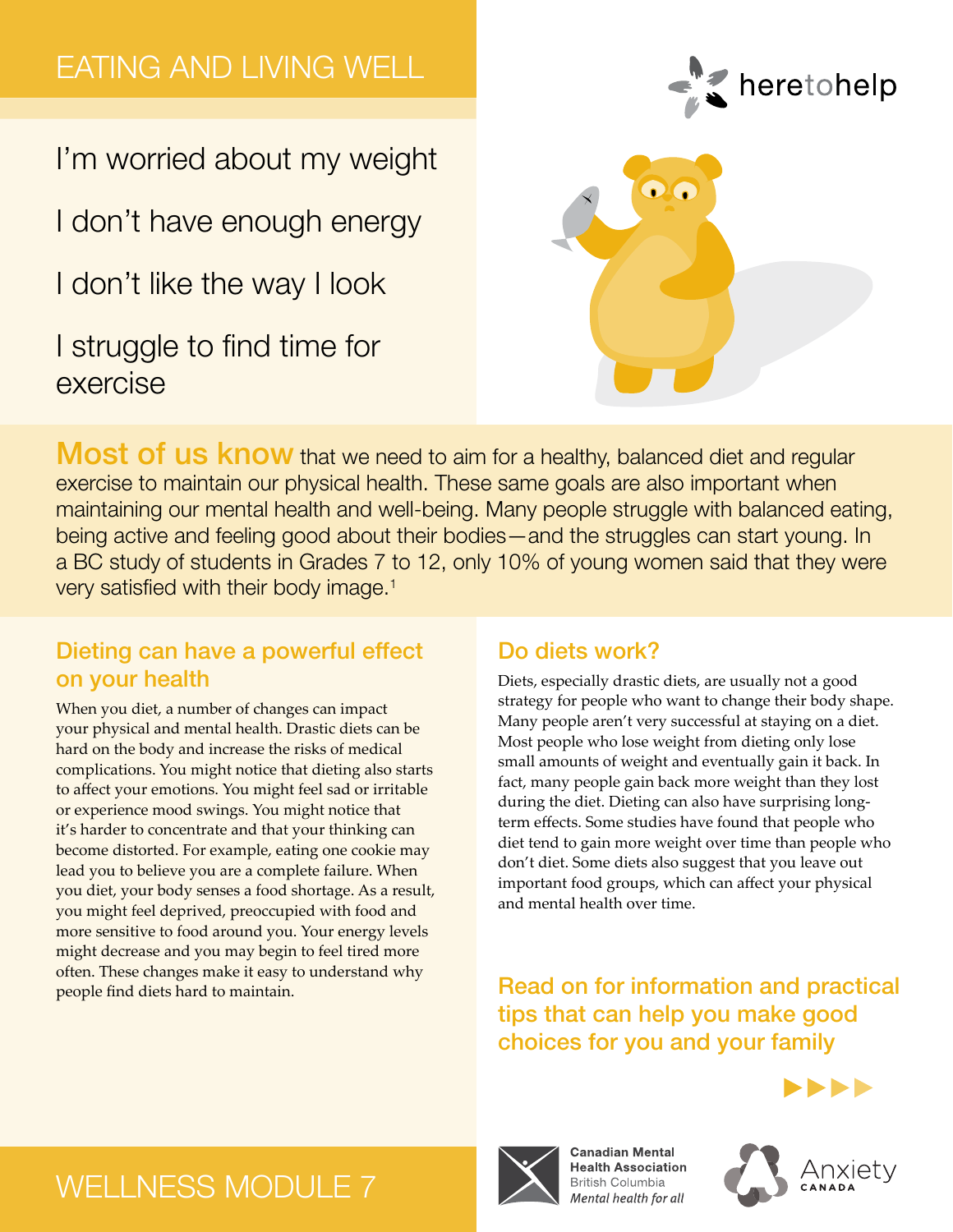# EATING AND LIVING WELL

heretohelp

I'm worried about my weight

I don't have enough energy

I don't like the way I look

I struggle to find time for exercise

**Most of us know** that we need to aim for a healthy, balanced diet and regular exercise to maintain our physical health. These same goals are also important when maintaining our mental health and well-being. Many people struggle with balanced eating, being active and feeling good about their bodies—and the struggles can start young. In a BC study of students in Grades 7 to 12, only 10% of young women said that they were very satisfied with their body image.[1]

## Dieting can have a powerful effect on your health

When you diet, a number of changes can impact your physical and mental health. Drastic diets can be hard on the body and increase the risks of medical complications. You might notice that dieting also starts to affect your emotions. You might feel sad or irritable or experience mood swings. You might notice that it's harder to concentrate and that your thinking can become distorted. For example, eating one cookie may lead you to believe you are a complete failure. When you diet, your body senses a food shortage. As a result, you might feel deprived, preoccupied with food and more sensitive to food around you. Your energy levels might decrease and you may begin to feel tired more often. These changes make it easy to understand why people find diets hard to maintain.

## Do diets work?

Diets, especially drastic diets, are usually not a good strategy for people who want to change their body shape. Many people aren't very successful at staying on a diet. Most people who lose weight from dieting only lose small amounts of weight and eventually gain it back. In fact, many people gain back more weight than they lost during the diet. Dieting can also have surprising long-term effects. Some studies have found that people who diet tend to gain more weight over time than people who don't diet. Some diets also suggest that you leave out important food groups, which can affect your physical and mental health over time.

**Read on for information and practical tips that can help you make good choices for you and your family**

WELLNESS MODULE 7

Canadian Mental Health Association
British Columbia
*Mental health for all*

Anxiety Canada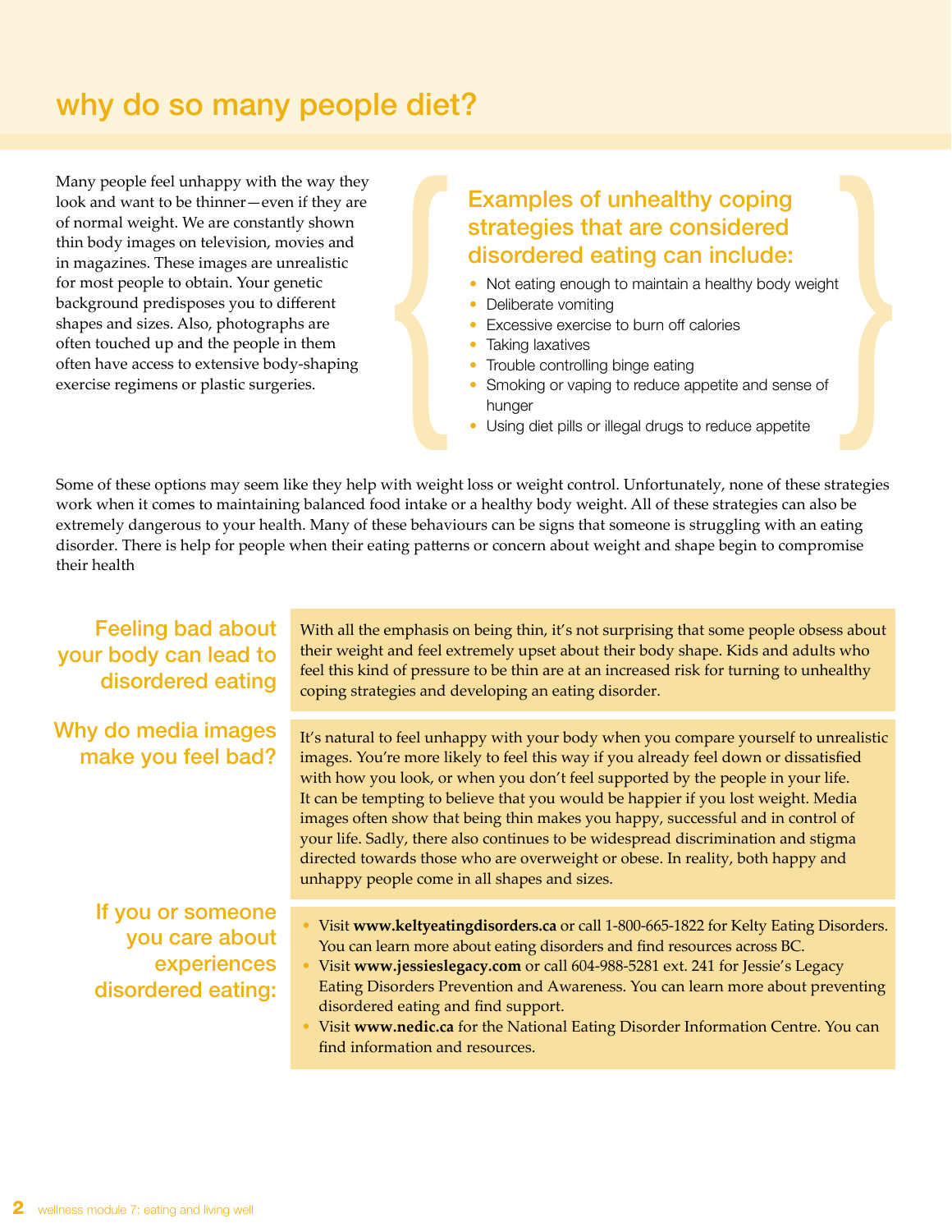# why do so many people diet?

Many people feel unhappy with the way they look and want to be thinner—even if they are of normal weight. We are constantly shown thin body images on television, movies and in magazines. These images are unrealistic for most people to obtain. Your genetic background predisposes you to different shapes and sizes. Also, photographs are often touched up and the people in them often have access to extensive body-shaping exercise regimens or plastic surgeries.

## Examples of unhealthy coping strategies that are considered disordered eating can include:

- Not eating enough to maintain a healthy body weight
- Deliberate vomiting
- Excessive exercise to burn off calories
- Taking laxatives
- Trouble controlling binge eating
- Smoking or vaping to reduce appetite and sense of hunger
- Using diet pills or illegal drugs to reduce appetite

Some of these options may seem like they help with weight loss or weight control. Unfortunately, none of these strategies work when it comes to maintaining balanced food intake or a healthy body weight. All of these strategies can also be extremely dangerous to your health. Many of these behaviours can be signs that someone is struggling with an eating disorder. There is help for people when their eating patterns or concern about weight and shape begin to compromise their health

## Feeling bad about your body can lead to disordered eating

With all the emphasis on being thin, it's not surprising that some people obsess about their weight and feel extremely upset about their body shape. Kids and adults who feel this kind of pressure to be thin are at an increased risk for turning to unhealthy coping strategies and developing an eating disorder.

## Why do media images make you feel bad?

It's natural to feel unhappy with your body when you compare yourself to unrealistic images. You're more likely to feel this way if you already feel down or dissatisfied with how you look, or when you don't feel supported by the people in your life. It can be tempting to believe that you would be happier if you lost weight. Media images often show that being thin makes you happy, successful and in control of your life. Sadly, there also continues to be widespread discrimination and stigma directed towards those who are overweight or obese. In reality, both happy and unhappy people come in all shapes and sizes.

## If you or someone you care about experiences disordered eating:

- Visit **www.keltyeatingdisorders.ca** or call 1-800-665-1822 for Kelty Eating Disorders. You can learn more about eating disorders and find resources across BC.
- Visit **www.jessieslegacy.com** or call 604-988-5281 ext. 241 for Jessie's Legacy Eating Disorders Prevention and Awareness. You can learn more about preventing disordered eating and find support.
- Visit **www.nedic.ca** for the National Eating Disorder Information Centre. You can find information and resources.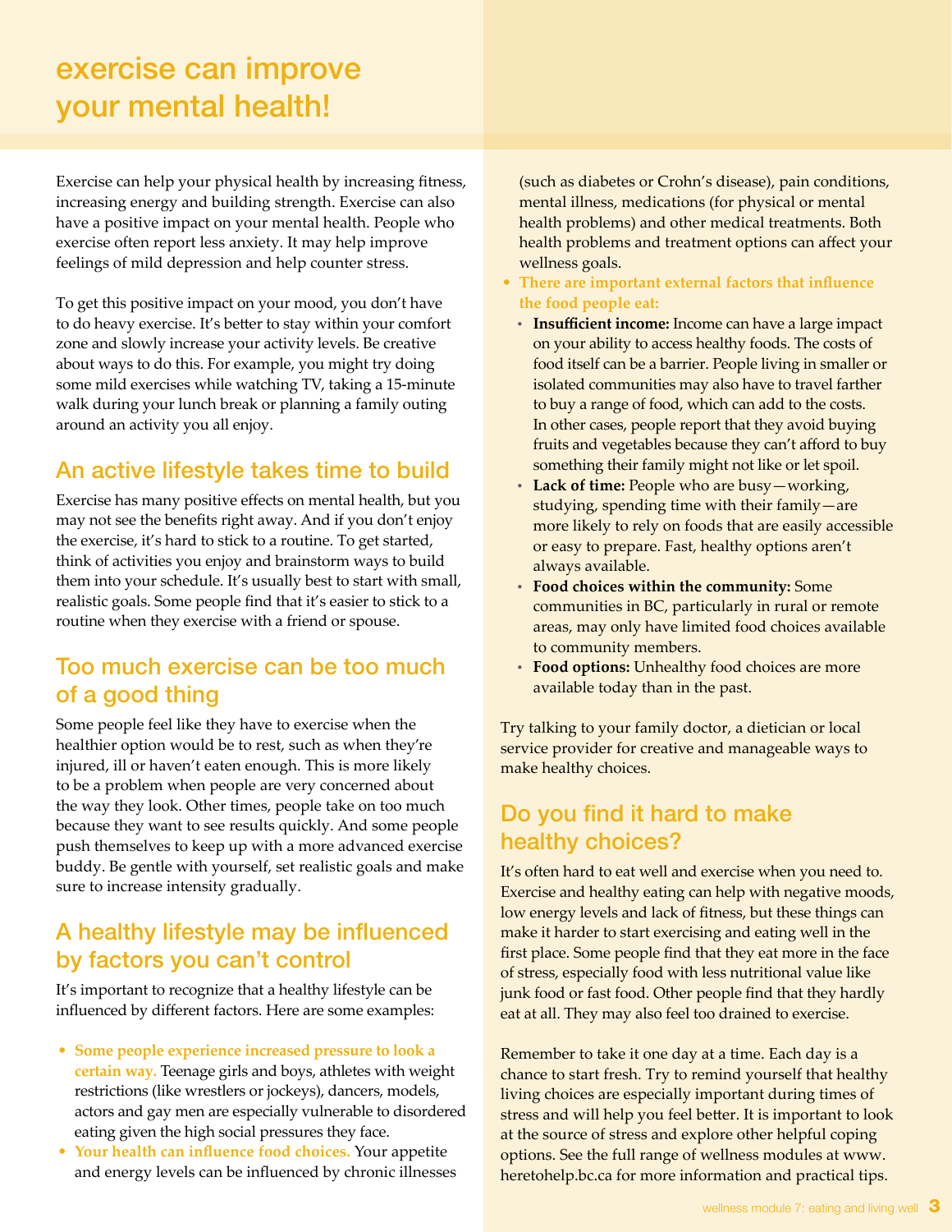# exercise can improve your mental health!

Exercise can help your physical health by increasing fitness, increasing energy and building strength. Exercise can also have a positive impact on your mental health. People who exercise often report less anxiety. It may help improve feelings of mild depression and help counter stress.

To get this positive impact on your mood, you don't have to do heavy exercise. It's better to stay within your comfort zone and slowly increase your activity levels. Be creative about ways to do this. For example, you might try doing some mild exercises while watching TV, taking a 15-minute walk during your lunch break or planning a family outing around an activity you all enjoy.

## An active lifestyle takes time to build

Exercise has many positive effects on mental health, but you may not see the benefits right away. And if you don't enjoy the exercise, it's hard to stick to a routine. To get started, think of activities you enjoy and brainstorm ways to build them into your schedule. It's usually best to start with small, realistic goals. Some people find that it's easier to stick to a routine when they exercise with a friend or spouse.

## Too much exercise can be too much of a good thing

Some people feel like they have to exercise when the healthier option would be to rest, such as when they're injured, ill or haven't eaten enough. This is more likely to be a problem when people are very concerned about the way they look. Other times, people take on too much because they want to see results quickly. And some people push themselves to keep up with a more advanced exercise buddy. Be gentle with yourself, set realistic goals and make sure to increase intensity gradually.

## A healthy lifestyle may be influenced by factors you can't control

It's important to recognize that a healthy lifestyle can be influenced by different factors. Here are some examples:

- **Some people experience increased pressure to look a certain way.** Teenage girls and boys, athletes with weight restrictions (like wrestlers or jockeys), dancers, models, actors and gay men are especially vulnerable to disordered eating given the high social pressures they face.
- **Your health can influence food choices.** Your appetite and energy levels can be influenced by chronic illnesses (such as diabetes or Crohn's disease), pain conditions, mental illness, medications (for physical or mental health problems) and other medical treatments. Both health problems and treatment options can affect your wellness goals.
- **There are important external factors that influence the food people eat:**
  - **Insufficient income:** Income can have a large impact on your ability to access healthy foods. The costs of food itself can be a barrier. People living in smaller or isolated communities may also have to travel farther to buy a range of food, which can add to the costs. In other cases, people report that they avoid buying fruits and vegetables because they can't afford to buy something their family might not like or let spoil.
  - **Lack of time:** People who are busy—working, studying, spending time with their family—are more likely to rely on foods that are easily accessible or easy to prepare. Fast, healthy options aren't always available.
  - **Food choices within the community:** Some communities in BC, particularly in rural or remote areas, may only have limited food choices available to community members.
  - **Food options:** Unhealthy food choices are more available today than in the past.

Try talking to your family doctor, a dietician or local service provider for creative and manageable ways to make healthy choices.

## Do you find it hard to make healthy choices?

It's often hard to eat well and exercise when you need to. Exercise and healthy eating can help with negative moods, low energy levels and lack of fitness, but these things can make it harder to start exercising and eating well in the first place. Some people find that they eat more in the face of stress, especially food with less nutritional value like junk food or fast food. Other people find that they hardly eat at all. They may also feel too drained to exercise.

Remember to take it one day at a time. Each day is a chance to start fresh. Try to remind yourself that healthy living choices are especially important during times of stress and will help you feel better. It is important to look at the source of stress and explore other helpful coping options. See the full range of wellness modules at www.heretohelp.bc.ca for more information and practical tips.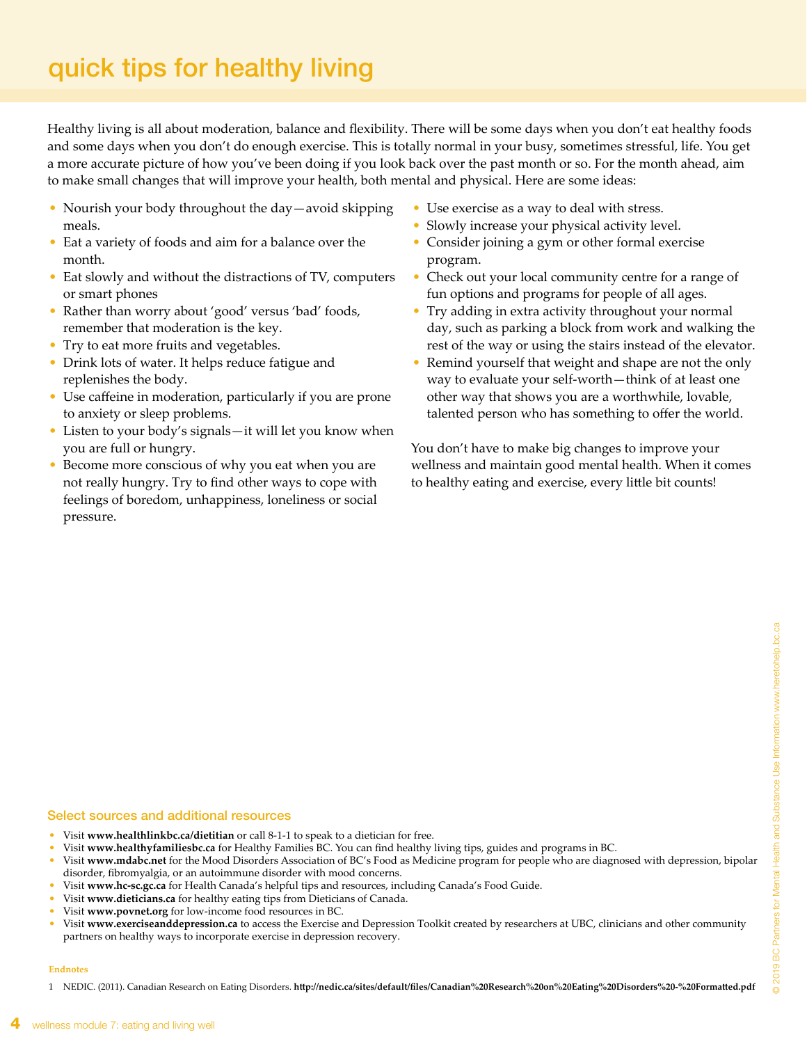# quick tips for healthy living

Healthy living is all about moderation, balance and flexibility. There will be some days when you don't eat healthy foods and some days when you don't do enough exercise. This is totally normal in your busy, sometimes stressful, life. You get a more accurate picture of how you've been doing if you look back over the past month or so. For the month ahead, aim to make small changes that will improve your health, both mental and physical. Here are some ideas:

- Nourish your body throughout the day—avoid skipping meals.
- Eat a variety of foods and aim for a balance over the month.
- Eat slowly and without the distractions of TV, computers or smart phones
- Rather than worry about 'good' versus 'bad' foods, remember that moderation is the key.
- Try to eat more fruits and vegetables.
- Drink lots of water. It helps reduce fatigue and replenishes the body.
- Use caffeine in moderation, particularly if you are prone to anxiety or sleep problems.
- Listen to your body's signals—it will let you know when you are full or hungry.
- Become more conscious of why you eat when you are not really hungry. Try to find other ways to cope with feelings of boredom, unhappiness, loneliness or social pressure.
- Use exercise as a way to deal with stress.
- Slowly increase your physical activity level.
- Consider joining a gym or other formal exercise program.
- Check out your local community centre for a range of fun options and programs for people of all ages.
- Try adding in extra activity throughout your normal day, such as parking a block from work and walking the rest of the way or using the stairs instead of the elevator.
- Remind yourself that weight and shape are not the only way to evaluate your self-worth—think of at least one other way that shows you are a worthwhile, lovable, talented person who has something to offer the world.

You don't have to make big changes to improve your wellness and maintain good mental health. When it comes to healthy eating and exercise, every little bit counts!

## Select sources and additional resources

- Visit **www.healthlinkbc.ca/dietitian** or call 8-1-1 to speak to a dietician for free.
- Visit **www.healthyfamiliesbc.ca** for Healthy Families BC. You can find healthy living tips, guides and programs in BC.
- Visit **www.mdabc.net** for the Mood Disorders Association of BC's Food as Medicine program for people who are diagnosed with depression, bipolar disorder, fibromyalgia, or an autoimmune disorder with mood concerns.
- Visit **www.hc-sc.gc.ca** for Health Canada's helpful tips and resources, including Canada's Food Guide.
- Visit **www.dieticians.ca** for healthy eating tips from Dieticians of Canada.
- Visit **www.povnet.org** for low-income food resources in BC.
- Visit **www.exerciseanddepression.ca** to access the Exercise and Depression Toolkit created by researchers at UBC, clinicians and other community partners on healthy ways to incorporate exercise in depression recovery.

**Endnotes**

1 NEDIC. (2011). Canadian Research on Eating Disorders. **http://nedic.ca/sites/default/files/Canadian%20Research%20on%20Eating%20Disorders%20-%20Formatted.pdf**

© 2019 BC Partners for Mental Health and Substance Use Information www.heretohelp.bc.ca